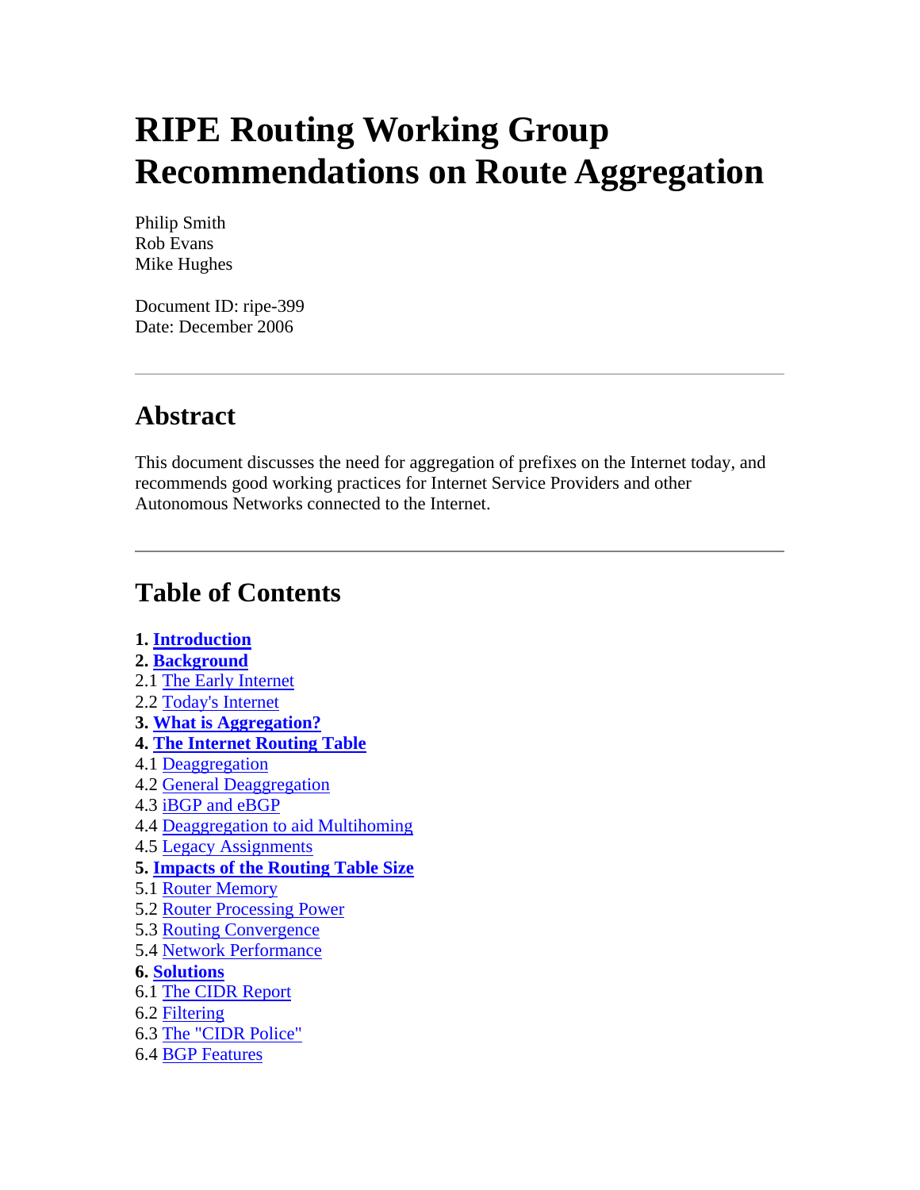# RIPE Routing Working Group Recommendations on Route Aggregation

Philip Smith
Rob Evans
Mike Hughes

Document ID: ripe-399
Date: December 2006

---

## Abstract

This document discusses the need for aggregation of prefixes on the Internet today, and recommends good working practices for Internet Service Providers and other Autonomous Networks connected to the Internet.

---

## Table of Contents

**1. Introduction**
**2. Background**
2.1 The Early Internet
2.2 Today's Internet
**3. What is Aggregation?**
**4. The Internet Routing Table**
4.1 Deaggregation
4.2 General Deaggregation
4.3 iBGP and eBGP
4.4 Deaggregation to aid Multihoming
4.5 Legacy Assignments
**5. Impacts of the Routing Table Size**
5.1 Router Memory
5.2 Router Processing Power
5.3 Routing Convergence
5.4 Network Performance
**6. Solutions**
6.1 The CIDR Report
6.2 Filtering
6.3 The "CIDR Police"
6.4 BGP Features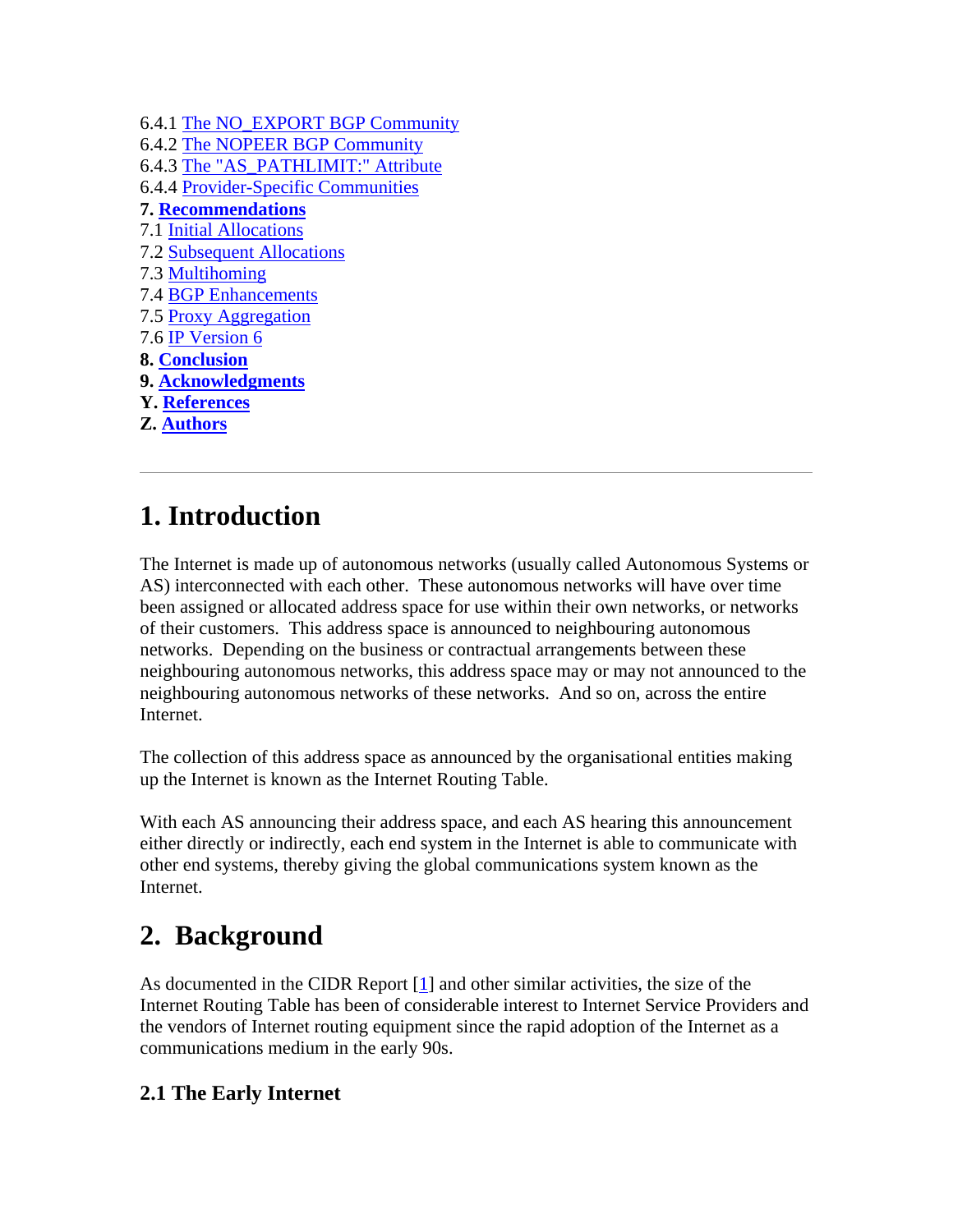6.4.1 The NO_EXPORT BGP Community
6.4.2 The NOPEER BGP Community
6.4.3 The "AS_PATHLIMIT:" Attribute
6.4.4 Provider-Specific Communities
**7. Recommendations**
7.1 Initial Allocations
7.2 Subsequent Allocations
7.3 Multihoming
7.4 BGP Enhancements
7.5 Proxy Aggregation
7.6 IP Version 6
**8. Conclusion**
**9. Acknowledgments**
**Y. References**
**Z. Authors**

---

# 1. Introduction

The Internet is made up of autonomous networks (usually called Autonomous Systems or AS) interconnected with each other. These autonomous networks will have over time been assigned or allocated address space for use within their own networks, or networks of their customers. This address space is announced to neighbouring autonomous networks. Depending on the business or contractual arrangements between these neighbouring autonomous networks, this address space may or may not announced to the neighbouring autonomous networks of these networks. And so on, across the entire Internet.

The collection of this address space as announced by the organisational entities making up the Internet is known as the Internet Routing Table.

With each AS announcing their address space, and each AS hearing this announcement either directly or indirectly, each end system in the Internet is able to communicate with other end systems, thereby giving the global communications system known as the Internet.

# 2. Background

As documented in the CIDR Report [1] and other similar activities, the size of the Internet Routing Table has been of considerable interest to Internet Service Providers and the vendors of Internet routing equipment since the rapid adoption of the Internet as a communications medium in the early 90s.

### 2.1 The Early Internet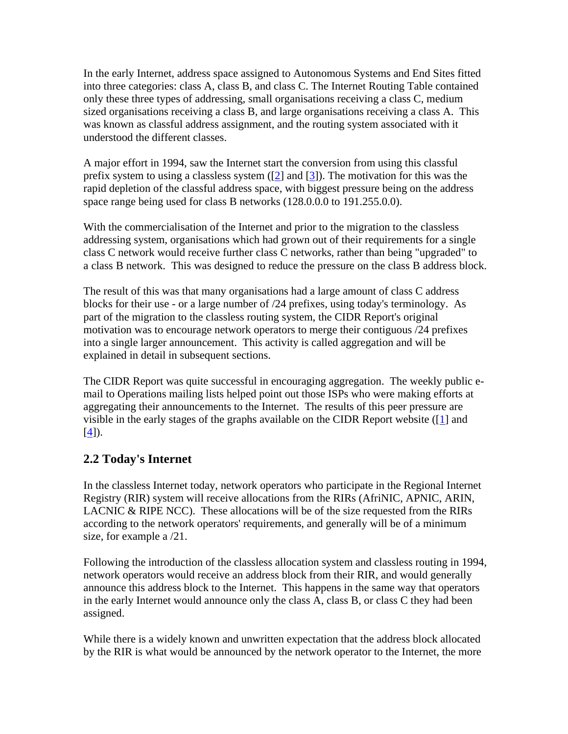In the early Internet, address space assigned to Autonomous Systems and End Sites fitted into three categories: class A, class B, and class C. The Internet Routing Table contained only these three types of addressing, small organisations receiving a class C, medium sized organisations receiving a class B, and large organisations receiving a class A. This was known as classful address assignment, and the routing system associated with it understood the different classes.

A major effort in 1994, saw the Internet start the conversion from using this classful prefix system to using a classless system ([2] and [3]). The motivation for this was the rapid depletion of the classful address space, with biggest pressure being on the address space range being used for class B networks (128.0.0.0 to 191.255.0.0).

With the commercialisation of the Internet and prior to the migration to the classless addressing system, organisations which had grown out of their requirements for a single class C network would receive further class C networks, rather than being "upgraded" to a class B network. This was designed to reduce the pressure on the class B address block.

The result of this was that many organisations had a large amount of class C address blocks for their use - or a large number of /24 prefixes, using today's terminology. As part of the migration to the classless routing system, the CIDR Report's original motivation was to encourage network operators to merge their contiguous /24 prefixes into a single larger announcement. This activity is called aggregation and will be explained in detail in subsequent sections.

The CIDR Report was quite successful in encouraging aggregation. The weekly public e-mail to Operations mailing lists helped point out those ISPs who were making efforts at aggregating their announcements to the Internet. The results of this peer pressure are visible in the early stages of the graphs available on the CIDR Report website ([1] and [4]).

## 2.2 Today's Internet

In the classless Internet today, network operators who participate in the Regional Internet Registry (RIR) system will receive allocations from the RIRs (AfriNIC, APNIC, ARIN, LACNIC & RIPE NCC). These allocations will be of the size requested from the RIRs according to the network operators' requirements, and generally will be of a minimum size, for example a /21.

Following the introduction of the classless allocation system and classless routing in 1994, network operators would receive an address block from their RIR, and would generally announce this address block to the Internet. This happens in the same way that operators in the early Internet would announce only the class A, class B, or class C they had been assigned.

While there is a widely known and unwritten expectation that the address block allocated by the RIR is what would be announced by the network operator to the Internet, the more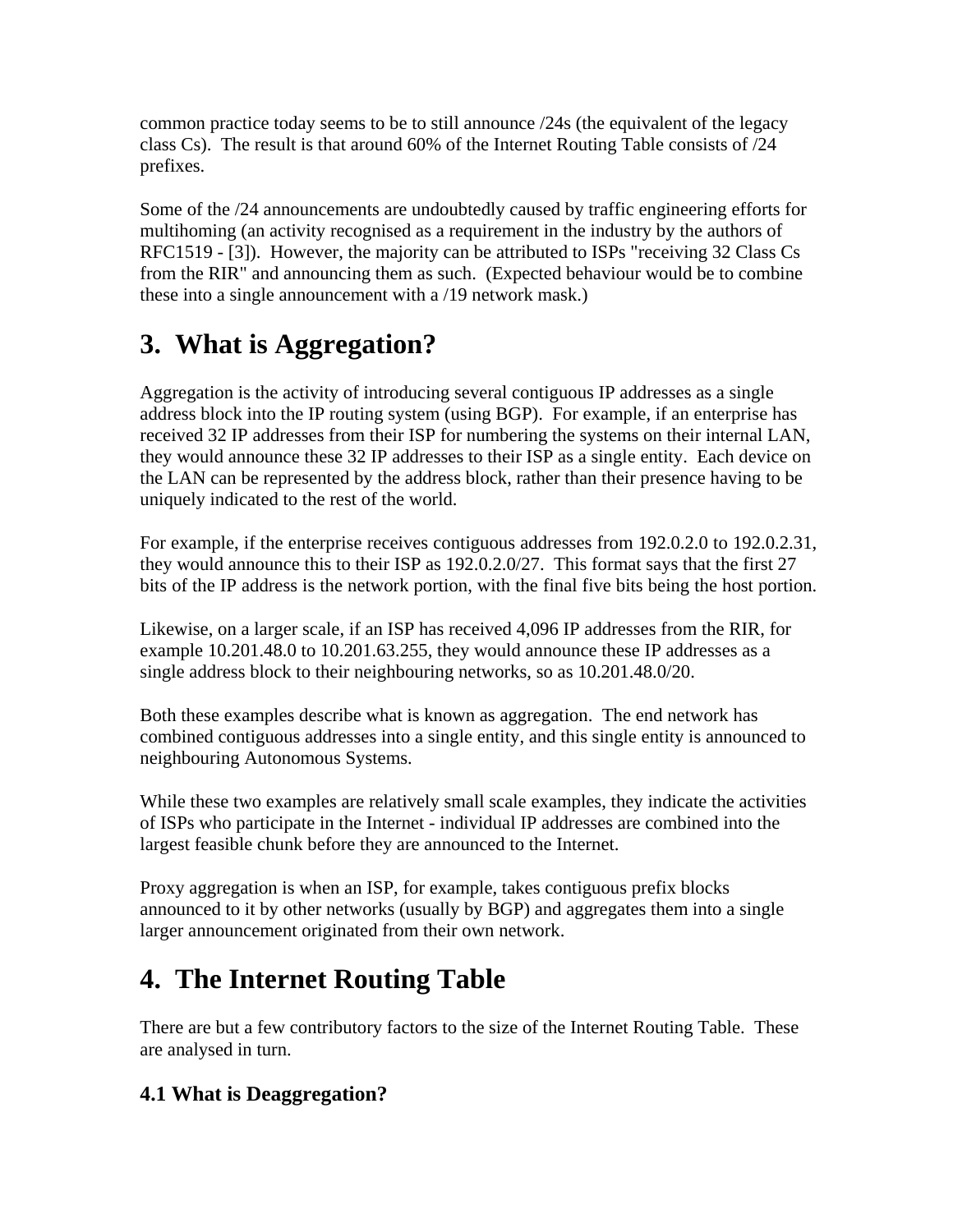common practice today seems to be to still announce /24s (the equivalent of the legacy class Cs). The result is that around 60% of the Internet Routing Table consists of /24 prefixes.

Some of the /24 announcements are undoubtedly caused by traffic engineering efforts for multihoming (an activity recognised as a requirement in the industry by the authors of RFC1519 - [3]). However, the majority can be attributed to ISPs "receiving 32 Class Cs from the RIR" and announcing them as such. (Expected behaviour would be to combine these into a single announcement with a /19 network mask.)

# 3. What is Aggregation?

Aggregation is the activity of introducing several contiguous IP addresses as a single address block into the IP routing system (using BGP). For example, if an enterprise has received 32 IP addresses from their ISP for numbering the systems on their internal LAN, they would announce these 32 IP addresses to their ISP as a single entity. Each device on the LAN can be represented by the address block, rather than their presence having to be uniquely indicated to the rest of the world.

For example, if the enterprise receives contiguous addresses from 192.0.2.0 to 192.0.2.31, they would announce this to their ISP as 192.0.2.0/27. This format says that the first 27 bits of the IP address is the network portion, with the final five bits being the host portion.

Likewise, on a larger scale, if an ISP has received 4,096 IP addresses from the RIR, for example 10.201.48.0 to 10.201.63.255, they would announce these IP addresses as a single address block to their neighbouring networks, so as 10.201.48.0/20.

Both these examples describe what is known as aggregation. The end network has combined contiguous addresses into a single entity, and this single entity is announced to neighbouring Autonomous Systems.

While these two examples are relatively small scale examples, they indicate the activities of ISPs who participate in the Internet - individual IP addresses are combined into the largest feasible chunk before they are announced to the Internet.

Proxy aggregation is when an ISP, for example, takes contiguous prefix blocks announced to it by other networks (usually by BGP) and aggregates them into a single larger announcement originated from their own network.

# 4. The Internet Routing Table

There are but a few contributory factors to the size of the Internet Routing Table. These are analysed in turn.

## 4.1 What is Deaggregation?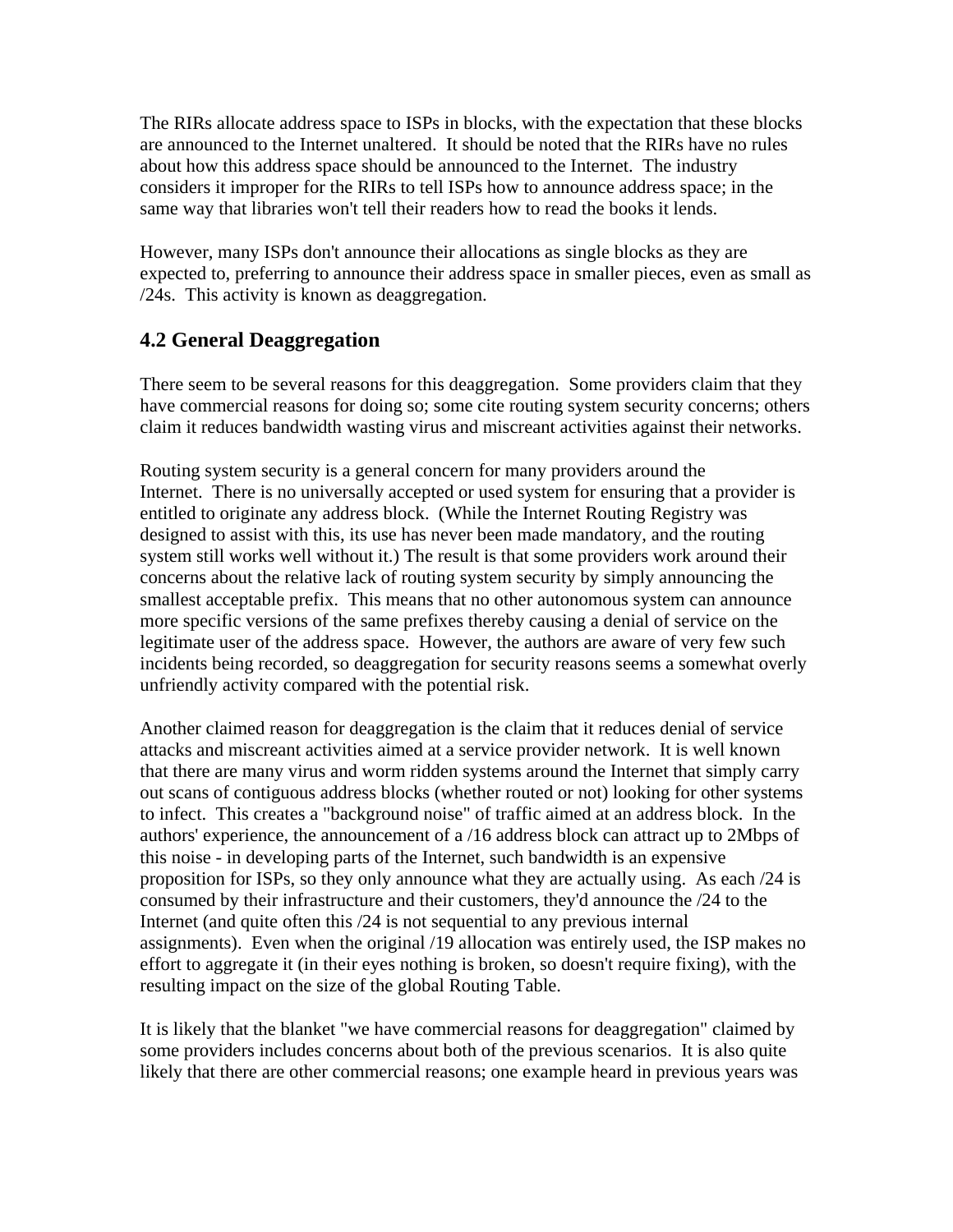The RIRs allocate address space to ISPs in blocks, with the expectation that these blocks are announced to the Internet unaltered.  It should be noted that the RIRs have no rules about how this address space should be announced to the Internet.  The industry considers it improper for the RIRs to tell ISPs how to announce address space; in the same way that libraries won't tell their readers how to read the books it lends.

However, many ISPs don't announce their allocations as single blocks as they are expected to, preferring to announce their address space in smaller pieces, even as small as /24s.  This activity is known as deaggregation.

## 4.2 General Deaggregation

There seem to be several reasons for this deaggregation.  Some providers claim that they have commercial reasons for doing so; some cite routing system security concerns; others claim it reduces bandwidth wasting virus and miscreant activities against their networks.

Routing system security is a general concern for many providers around the Internet.  There is no universally accepted or used system for ensuring that a provider is entitled to originate any address block.  (While the Internet Routing Registry was designed to assist with this, its use has never been made mandatory, and the routing system still works well without it.) The result is that some providers work around their concerns about the relative lack of routing system security by simply announcing the smallest acceptable prefix.  This means that no other autonomous system can announce more specific versions of the same prefixes thereby causing a denial of service on the legitimate user of the address space.  However, the authors are aware of very few such incidents being recorded, so deaggregation for security reasons seems a somewhat overly unfriendly activity compared with the potential risk.

Another claimed reason for deaggregation is the claim that it reduces denial of service attacks and miscreant activities aimed at a service provider network.  It is well known that there are many virus and worm ridden systems around the Internet that simply carry out scans of contiguous address blocks (whether routed or not) looking for other systems to infect.  This creates a "background noise" of traffic aimed at an address block.  In the authors' experience, the announcement of a /16 address block can attract up to 2Mbps of this noise - in developing parts of the Internet, such bandwidth is an expensive proposition for ISPs, so they only announce what they are actually using.  As each /24 is consumed by their infrastructure and their customers, they'd announce the /24 to the Internet (and quite often this /24 is not sequential to any previous internal assignments).  Even when the original /19 allocation was entirely used, the ISP makes no effort to aggregate it (in their eyes nothing is broken, so doesn't require fixing), with the resulting impact on the size of the global Routing Table.

It is likely that the blanket "we have commercial reasons for deaggregation" claimed by some providers includes concerns about both of the previous scenarios.  It is also quite likely that there are other commercial reasons; one example heard in previous years was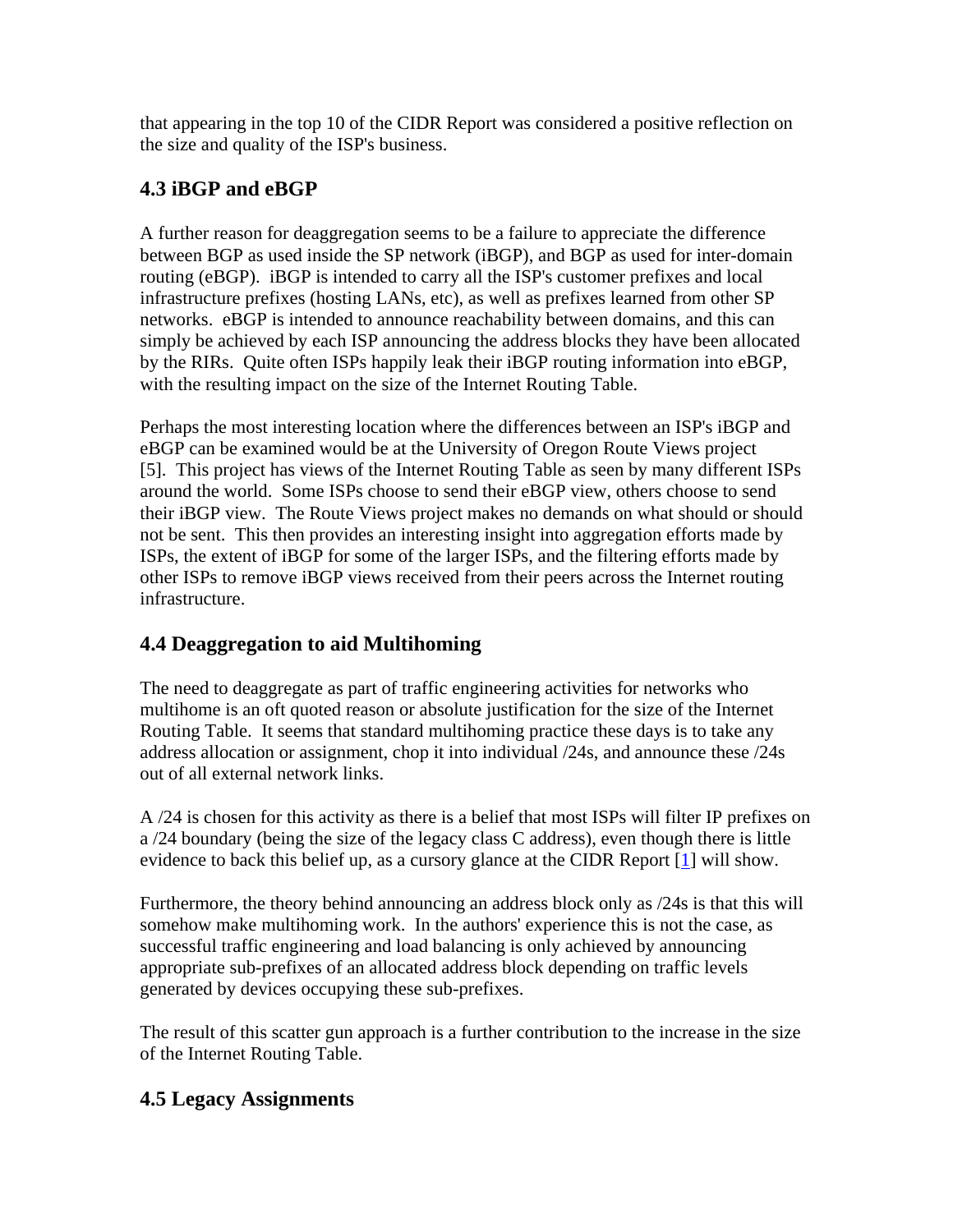that appearing in the top 10 of the CIDR Report was considered a positive reflection on the size and quality of the ISP's business.

## 4.3 iBGP and eBGP

A further reason for deaggregation seems to be a failure to appreciate the difference between BGP as used inside the SP network (iBGP), and BGP as used for inter-domain routing (eBGP). iBGP is intended to carry all the ISP's customer prefixes and local infrastructure prefixes (hosting LANs, etc), as well as prefixes learned from other SP networks. eBGP is intended to announce reachability between domains, and this can simply be achieved by each ISP announcing the address blocks they have been allocated by the RIRs. Quite often ISPs happily leak their iBGP routing information into eBGP, with the resulting impact on the size of the Internet Routing Table.

Perhaps the most interesting location where the differences between an ISP's iBGP and eBGP can be examined would be at the University of Oregon Route Views project [5]. This project has views of the Internet Routing Table as seen by many different ISPs around the world. Some ISPs choose to send their eBGP view, others choose to send their iBGP view. The Route Views project makes no demands on what should or should not be sent. This then provides an interesting insight into aggregation efforts made by ISPs, the extent of iBGP for some of the larger ISPs, and the filtering efforts made by other ISPs to remove iBGP views received from their peers across the Internet routing infrastructure.

## 4.4 Deaggregation to aid Multihoming

The need to deaggregate as part of traffic engineering activities for networks who multihome is an oft quoted reason or absolute justification for the size of the Internet Routing Table. It seems that standard multihoming practice these days is to take any address allocation or assignment, chop it into individual /24s, and announce these /24s out of all external network links.

A /24 is chosen for this activity as there is a belief that most ISPs will filter IP prefixes on a /24 boundary (being the size of the legacy class C address), even though there is little evidence to back this belief up, as a cursory glance at the CIDR Report [1] will show.

Furthermore, the theory behind announcing an address block only as /24s is that this will somehow make multihoming work. In the authors' experience this is not the case, as successful traffic engineering and load balancing is only achieved by announcing appropriate sub-prefixes of an allocated address block depending on traffic levels generated by devices occupying these sub-prefixes.

The result of this scatter gun approach is a further contribution to the increase in the size of the Internet Routing Table.

## 4.5 Legacy Assignments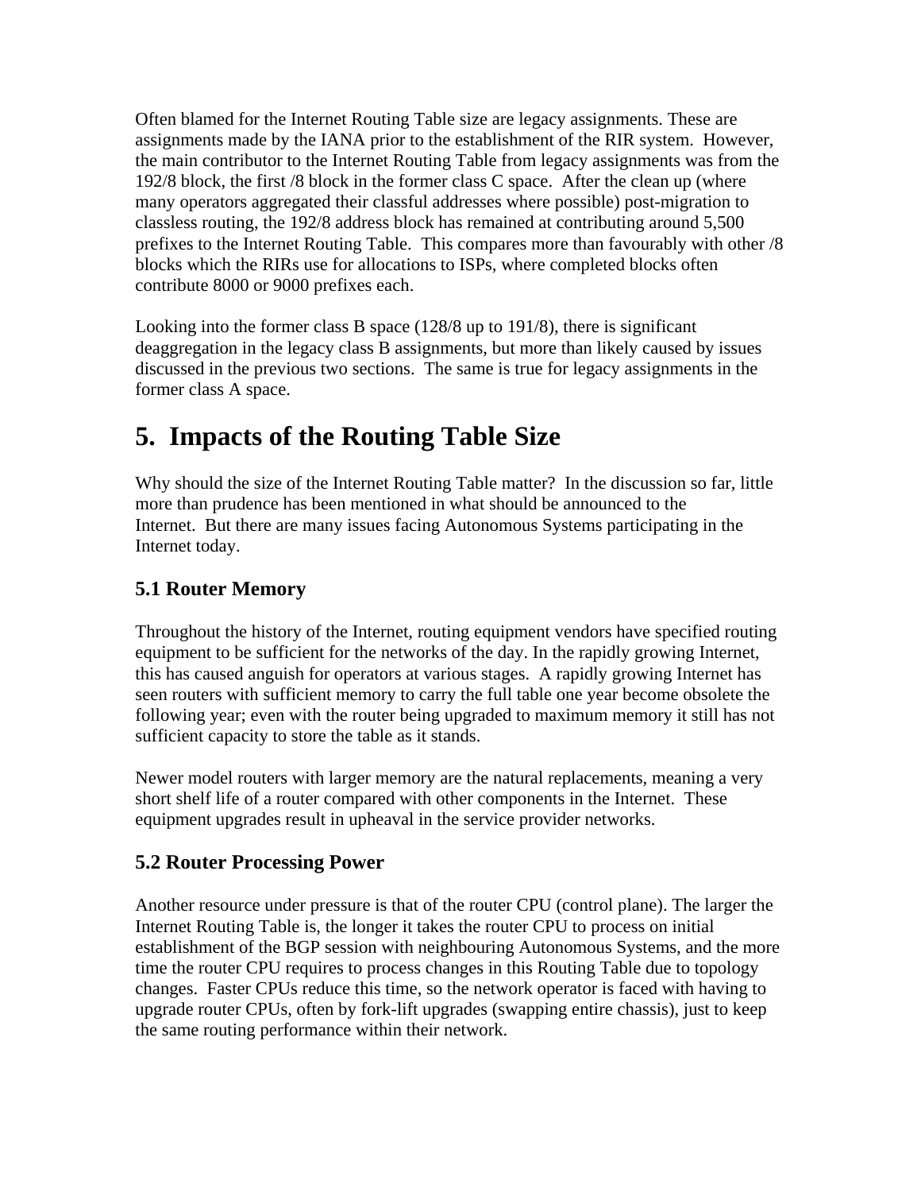Often blamed for the Internet Routing Table size are legacy assignments. These are assignments made by the IANA prior to the establishment of the RIR system. However, the main contributor to the Internet Routing Table from legacy assignments was from the 192/8 block, the first /8 block in the former class C space. After the clean up (where many operators aggregated their classful addresses where possible) post-migration to classless routing, the 192/8 address block has remained at contributing around 5,500 prefixes to the Internet Routing Table. This compares more than favourably with other /8 blocks which the RIRs use for allocations to ISPs, where completed blocks often contribute 8000 or 9000 prefixes each.

Looking into the former class B space (128/8 up to 191/8), there is significant deaggregation in the legacy class B assignments, but more than likely caused by issues discussed in the previous two sections. The same is true for legacy assignments in the former class A space.

# 5. Impacts of the Routing Table Size

Why should the size of the Internet Routing Table matter? In the discussion so far, little more than prudence has been mentioned in what should be announced to the Internet. But there are many issues facing Autonomous Systems participating in the Internet today.

### 5.1 Router Memory

Throughout the history of the Internet, routing equipment vendors have specified routing equipment to be sufficient for the networks of the day. In the rapidly growing Internet, this has caused anguish for operators at various stages. A rapidly growing Internet has seen routers with sufficient memory to carry the full table one year become obsolete the following year; even with the router being upgraded to maximum memory it still has not sufficient capacity to store the table as it stands.

Newer model routers with larger memory are the natural replacements, meaning a very short shelf life of a router compared with other components in the Internet. These equipment upgrades result in upheaval in the service provider networks.

### 5.2 Router Processing Power

Another resource under pressure is that of the router CPU (control plane). The larger the Internet Routing Table is, the longer it takes the router CPU to process on initial establishment of the BGP session with neighbouring Autonomous Systems, and the more time the router CPU requires to process changes in this Routing Table due to topology changes. Faster CPUs reduce this time, so the network operator is faced with having to upgrade router CPUs, often by fork-lift upgrades (swapping entire chassis), just to keep the same routing performance within their network.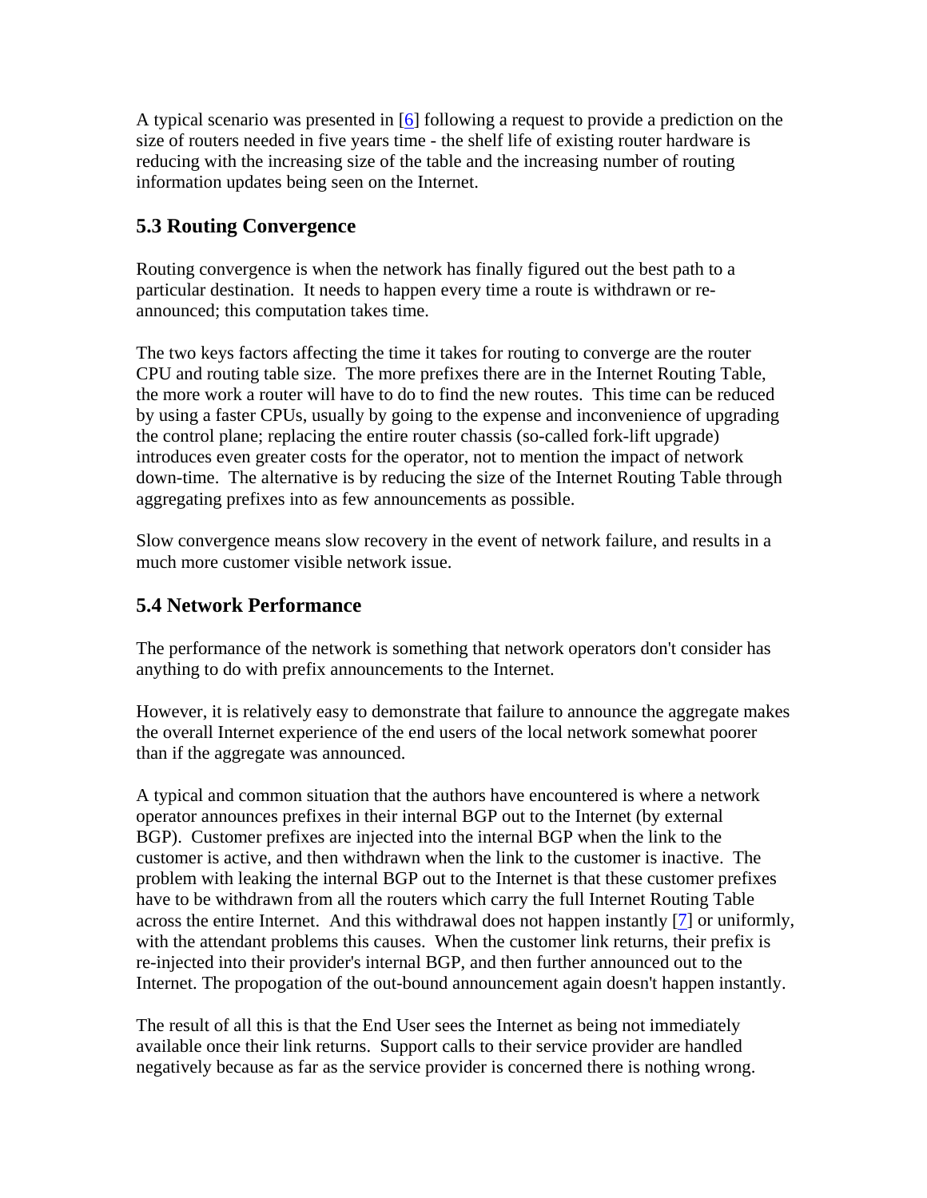A typical scenario was presented in [6] following a request to provide a prediction on the size of routers needed in five years time - the shelf life of existing router hardware is reducing with the increasing size of the table and the increasing number of routing information updates being seen on the Internet.

## 5.3 Routing Convergence

Routing convergence is when the network has finally figured out the best path to a particular destination. It needs to happen every time a route is withdrawn or re-announced; this computation takes time.

The two keys factors affecting the time it takes for routing to converge are the router CPU and routing table size. The more prefixes there are in the Internet Routing Table, the more work a router will have to do to find the new routes. This time can be reduced by using a faster CPUs, usually by going to the expense and inconvenience of upgrading the control plane; replacing the entire router chassis (so-called fork-lift upgrade) introduces even greater costs for the operator, not to mention the impact of network down-time. The alternative is by reducing the size of the Internet Routing Table through aggregating prefixes into as few announcements as possible.

Slow convergence means slow recovery in the event of network failure, and results in a much more customer visible network issue.

## 5.4 Network Performance

The performance of the network is something that network operators don't consider has anything to do with prefix announcements to the Internet.

However, it is relatively easy to demonstrate that failure to announce the aggregate makes the overall Internet experience of the end users of the local network somewhat poorer than if the aggregate was announced.

A typical and common situation that the authors have encountered is where a network operator announces prefixes in their internal BGP out to the Internet (by external BGP). Customer prefixes are injected into the internal BGP when the link to the customer is active, and then withdrawn when the link to the customer is inactive. The problem with leaking the internal BGP out to the Internet is that these customer prefixes have to be withdrawn from all the routers which carry the full Internet Routing Table across the entire Internet. And this withdrawal does not happen instantly [7] or uniformly, with the attendant problems this causes. When the customer link returns, their prefix is re-injected into their provider's internal BGP, and then further announced out to the Internet. The propogation of the out-bound announcement again doesn't happen instantly.

The result of all this is that the End User sees the Internet as being not immediately available once their link returns. Support calls to their service provider are handled negatively because as far as the service provider is concerned there is nothing wrong.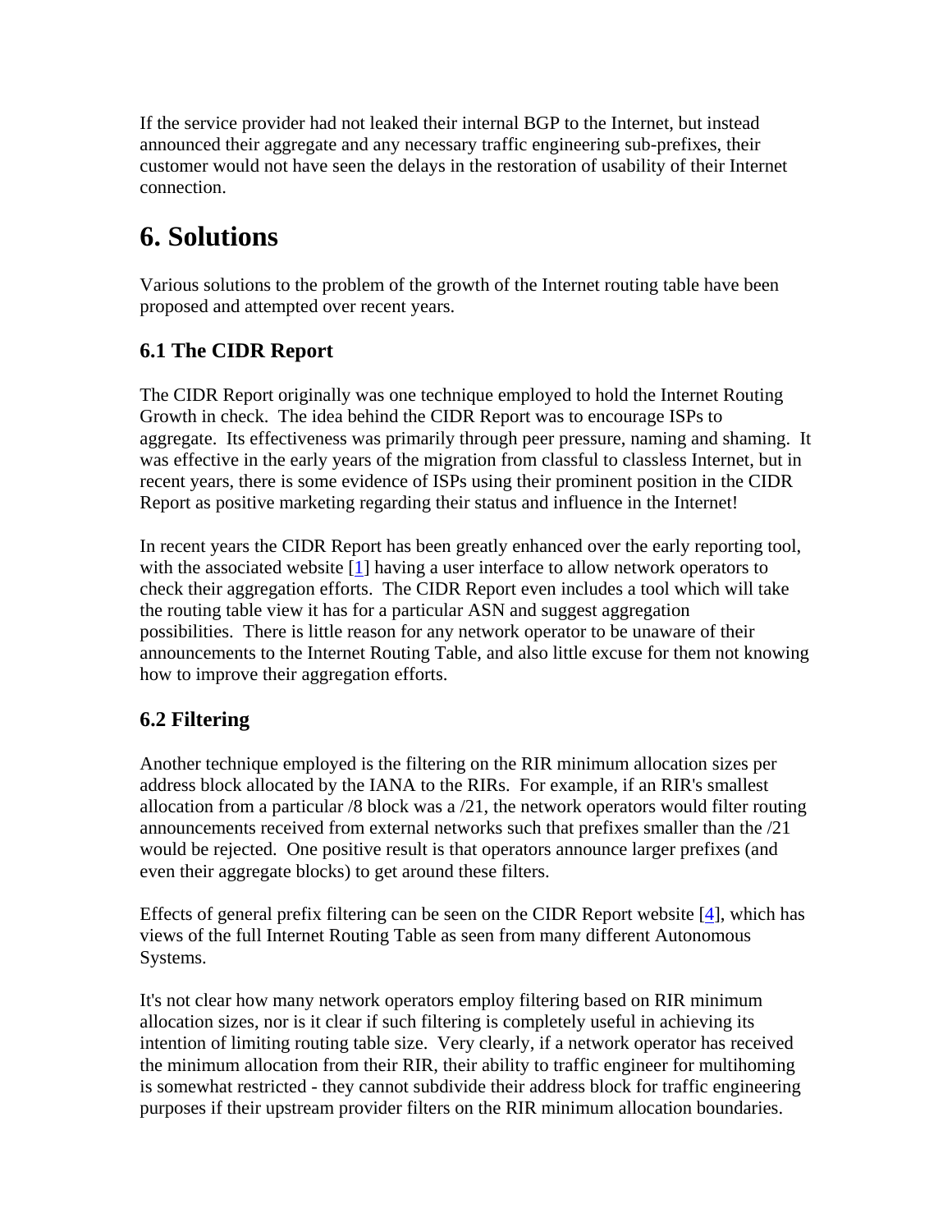If the service provider had not leaked their internal BGP to the Internet, but instead announced their aggregate and any necessary traffic engineering sub-prefixes, their customer would not have seen the delays in the restoration of usability of their Internet connection.

# 6. Solutions

Various solutions to the problem of the growth of the Internet routing table have been proposed and attempted over recent years.

## 6.1 The CIDR Report

The CIDR Report originally was one technique employed to hold the Internet Routing Growth in check. The idea behind the CIDR Report was to encourage ISPs to aggregate. Its effectiveness was primarily through peer pressure, naming and shaming. It was effective in the early years of the migration from classful to classless Internet, but in recent years, there is some evidence of ISPs using their prominent position in the CIDR Report as positive marketing regarding their status and influence in the Internet!

In recent years the CIDR Report has been greatly enhanced over the early reporting tool, with the associated website [1] having a user interface to allow network operators to check their aggregation efforts. The CIDR Report even includes a tool which will take the routing table view it has for a particular ASN and suggest aggregation possibilities. There is little reason for any network operator to be unaware of their announcements to the Internet Routing Table, and also little excuse for them not knowing how to improve their aggregation efforts.

## 6.2 Filtering

Another technique employed is the filtering on the RIR minimum allocation sizes per address block allocated by the IANA to the RIRs. For example, if an RIR's smallest allocation from a particular /8 block was a /21, the network operators would filter routing announcements received from external networks such that prefixes smaller than the /21 would be rejected. One positive result is that operators announce larger prefixes (and even their aggregate blocks) to get around these filters.

Effects of general prefix filtering can be seen on the CIDR Report website [4], which has views of the full Internet Routing Table as seen from many different Autonomous Systems.

It's not clear how many network operators employ filtering based on RIR minimum allocation sizes, nor is it clear if such filtering is completely useful in achieving its intention of limiting routing table size. Very clearly, if a network operator has received the minimum allocation from their RIR, their ability to traffic engineer for multihoming is somewhat restricted - they cannot subdivide their address block for traffic engineering purposes if their upstream provider filters on the RIR minimum allocation boundaries.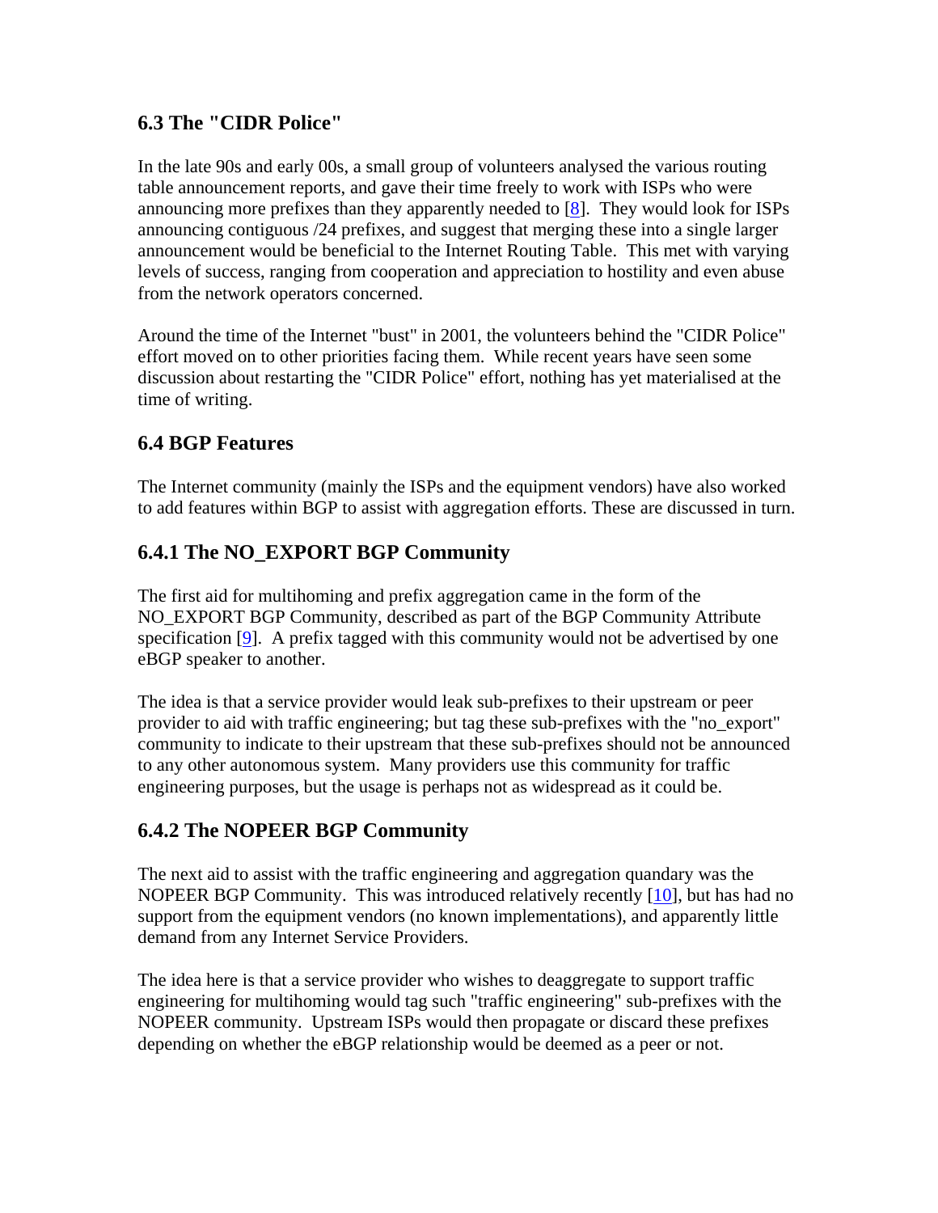### 6.3 The "CIDR Police"

In the late 90s and early 00s, a small group of volunteers analysed the various routing table announcement reports, and gave their time freely to work with ISPs who were announcing more prefixes than they apparently needed to [8]. They would look for ISPs announcing contiguous /24 prefixes, and suggest that merging these into a single larger announcement would be beneficial to the Internet Routing Table. This met with varying levels of success, ranging from cooperation and appreciation to hostility and even abuse from the network operators concerned.

Around the time of the Internet "bust" in 2001, the volunteers behind the "CIDR Police" effort moved on to other priorities facing them. While recent years have seen some discussion about restarting the "CIDR Police" effort, nothing has yet materialised at the time of writing.

### 6.4 BGP Features

The Internet community (mainly the ISPs and the equipment vendors) have also worked to add features within BGP to assist with aggregation efforts. These are discussed in turn.

#### 6.4.1 The NO_EXPORT BGP Community

The first aid for multihoming and prefix aggregation came in the form of the NO_EXPORT BGP Community, described as part of the BGP Community Attribute specification [9]. A prefix tagged with this community would not be advertised by one eBGP speaker to another.

The idea is that a service provider would leak sub-prefixes to their upstream or peer provider to aid with traffic engineering; but tag these sub-prefixes with the "no_export" community to indicate to their upstream that these sub-prefixes should not be announced to any other autonomous system. Many providers use this community for traffic engineering purposes, but the usage is perhaps not as widespread as it could be.

#### 6.4.2 The NOPEER BGP Community

The next aid to assist with the traffic engineering and aggregation quandary was the NOPEER BGP Community. This was introduced relatively recently [10], but has had no support from the equipment vendors (no known implementations), and apparently little demand from any Internet Service Providers.

The idea here is that a service provider who wishes to deaggregate to support traffic engineering for multihoming would tag such "traffic engineering" sub-prefixes with the NOPEER community. Upstream ISPs would then propagate or discard these prefixes depending on whether the eBGP relationship would be deemed as a peer or not.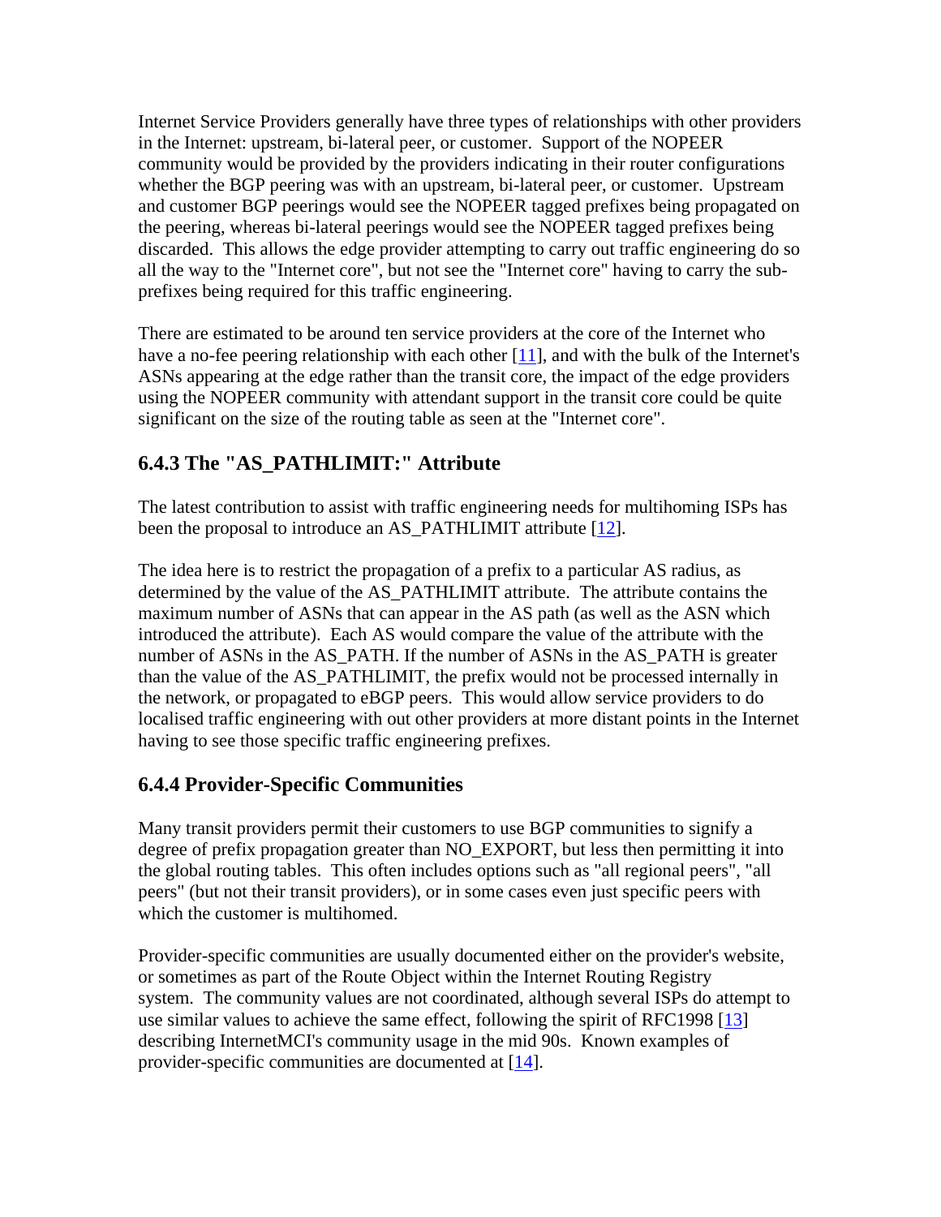Internet Service Providers generally have three types of relationships with other providers in the Internet: upstream, bi-lateral peer, or customer. Support of the NOPEER community would be provided by the providers indicating in their router configurations whether the BGP peering was with an upstream, bi-lateral peer, or customer. Upstream and customer BGP peerings would see the NOPEER tagged prefixes being propagated on the peering, whereas bi-lateral peerings would see the NOPEER tagged prefixes being discarded. This allows the edge provider attempting to carry out traffic engineering do so all the way to the "Internet core", but not see the "Internet core" having to carry the sub-prefixes being required for this traffic engineering.

There are estimated to be around ten service providers at the core of the Internet who have a no-fee peering relationship with each other [11], and with the bulk of the Internet's ASNs appearing at the edge rather than the transit core, the impact of the edge providers using the NOPEER community with attendant support in the transit core could be quite significant on the size of the routing table as seen at the "Internet core".

### 6.4.3 The "AS_PATHLIMIT:" Attribute

The latest contribution to assist with traffic engineering needs for multihoming ISPs has been the proposal to introduce an AS_PATHLIMIT attribute [12].

The idea here is to restrict the propagation of a prefix to a particular AS radius, as determined by the value of the AS_PATHLIMIT attribute. The attribute contains the maximum number of ASNs that can appear in the AS path (as well as the ASN which introduced the attribute). Each AS would compare the value of the attribute with the number of ASNs in the AS_PATH. If the number of ASNs in the AS_PATH is greater than the value of the AS_PATHLIMIT, the prefix would not be processed internally in the network, or propagated to eBGP peers. This would allow service providers to do localised traffic engineering with out other providers at more distant points in the Internet having to see those specific traffic engineering prefixes.

### 6.4.4 Provider-Specific Communities

Many transit providers permit their customers to use BGP communities to signify a degree of prefix propagation greater than NO_EXPORT, but less then permitting it into the global routing tables. This often includes options such as "all regional peers", "all peers" (but not their transit providers), or in some cases even just specific peers with which the customer is multihomed.

Provider-specific communities are usually documented either on the provider's website, or sometimes as part of the Route Object within the Internet Routing Registry system. The community values are not coordinated, although several ISPs do attempt to use similar values to achieve the same effect, following the spirit of RFC1998 [13] describing InternetMCI's community usage in the mid 90s. Known examples of provider-specific communities are documented at [14].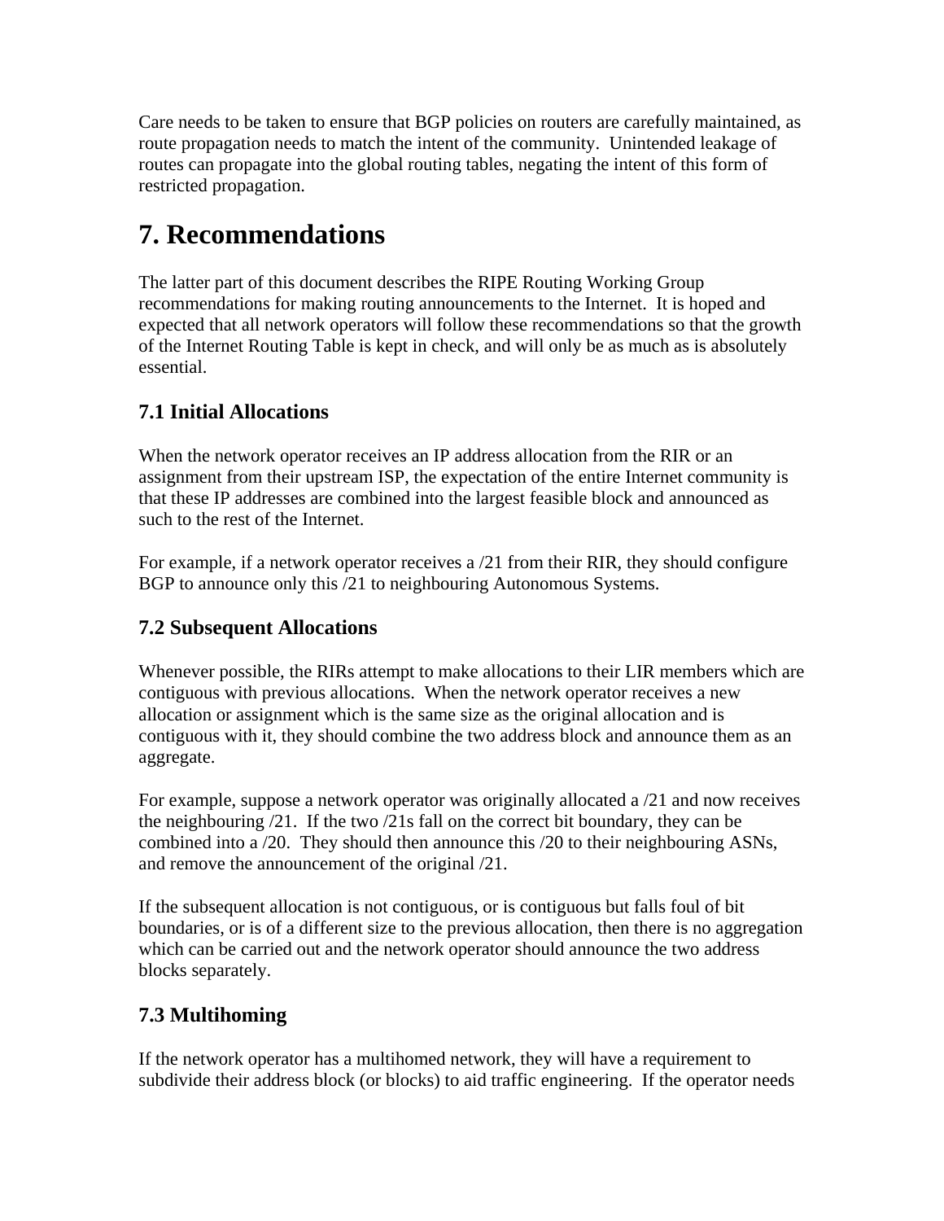Care needs to be taken to ensure that BGP policies on routers are carefully maintained, as route propagation needs to match the intent of the community. Unintended leakage of routes can propagate into the global routing tables, negating the intent of this form of restricted propagation.

# 7. Recommendations

The latter part of this document describes the RIPE Routing Working Group recommendations for making routing announcements to the Internet. It is hoped and expected that all network operators will follow these recommendations so that the growth of the Internet Routing Table is kept in check, and will only be as much as is absolutely essential.

## 7.1 Initial Allocations

When the network operator receives an IP address allocation from the RIR or an assignment from their upstream ISP, the expectation of the entire Internet community is that these IP addresses are combined into the largest feasible block and announced as such to the rest of the Internet.

For example, if a network operator receives a /21 from their RIR, they should configure BGP to announce only this /21 to neighbouring Autonomous Systems.

## 7.2 Subsequent Allocations

Whenever possible, the RIRs attempt to make allocations to their LIR members which are contiguous with previous allocations. When the network operator receives a new allocation or assignment which is the same size as the original allocation and is contiguous with it, they should combine the two address block and announce them as an aggregate.

For example, suppose a network operator was originally allocated a /21 and now receives the neighbouring /21. If the two /21s fall on the correct bit boundary, they can be combined into a /20. They should then announce this /20 to their neighbouring ASNs, and remove the announcement of the original /21.

If the subsequent allocation is not contiguous, or is contiguous but falls foul of bit boundaries, or is of a different size to the previous allocation, then there is no aggregation which can be carried out and the network operator should announce the two address blocks separately.

## 7.3 Multihoming

If the network operator has a multihomed network, they will have a requirement to subdivide their address block (or blocks) to aid traffic engineering. If the operator needs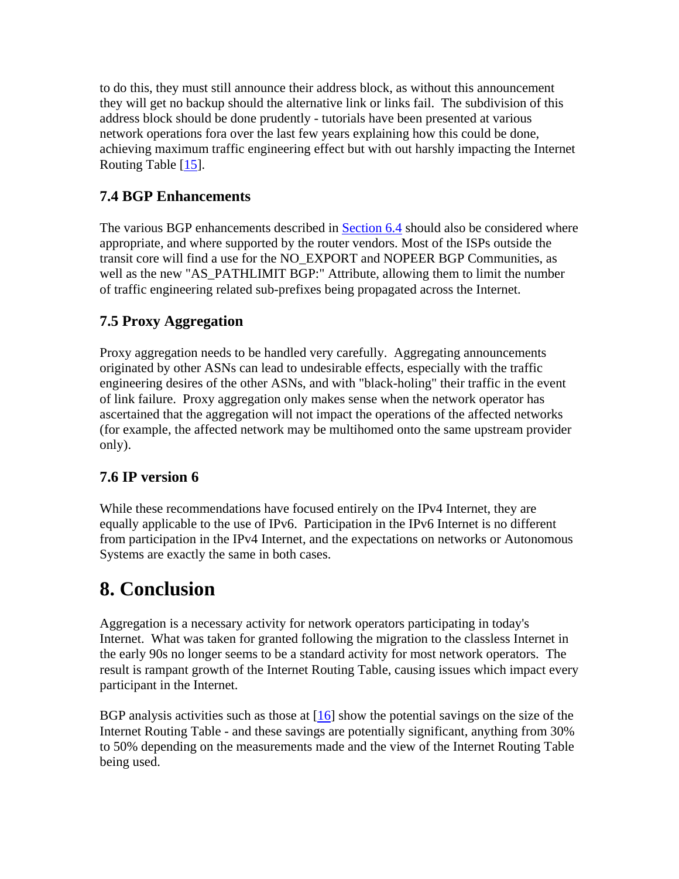to do this, they must still announce their address block, as without this announcement they will get no backup should the alternative link or links fail. The subdivision of this address block should be done prudently - tutorials have been presented at various network operations fora over the last few years explaining how this could be done, achieving maximum traffic engineering effect but with out harshly impacting the Internet Routing Table [15].

### 7.4 BGP Enhancements

The various BGP enhancements described in Section 6.4 should also be considered where appropriate, and where supported by the router vendors. Most of the ISPs outside the transit core will find a use for the NO_EXPORT and NOPEER BGP Communities, as well as the new "AS_PATHLIMIT BGP:" Attribute, allowing them to limit the number of traffic engineering related sub-prefixes being propagated across the Internet.

### 7.5 Proxy Aggregation

Proxy aggregation needs to be handled very carefully. Aggregating announcements originated by other ASNs can lead to undesirable effects, especially with the traffic engineering desires of the other ASNs, and with "black-holing" their traffic in the event of link failure. Proxy aggregation only makes sense when the network operator has ascertained that the aggregation will not impact the operations of the affected networks (for example, the affected network may be multihomed onto the same upstream provider only).

### 7.6 IP version 6

While these recommendations have focused entirely on the IPv4 Internet, they are equally applicable to the use of IPv6. Participation in the IPv6 Internet is no different from participation in the IPv4 Internet, and the expectations on networks or Autonomous Systems are exactly the same in both cases.

## 8. Conclusion

Aggregation is a necessary activity for network operators participating in today's Internet. What was taken for granted following the migration to the classless Internet in the early 90s no longer seems to be a standard activity for most network operators. The result is rampant growth of the Internet Routing Table, causing issues which impact every participant in the Internet.

BGP analysis activities such as those at [16] show the potential savings on the size of the Internet Routing Table - and these savings are potentially significant, anything from 30% to 50% depending on the measurements made and the view of the Internet Routing Table being used.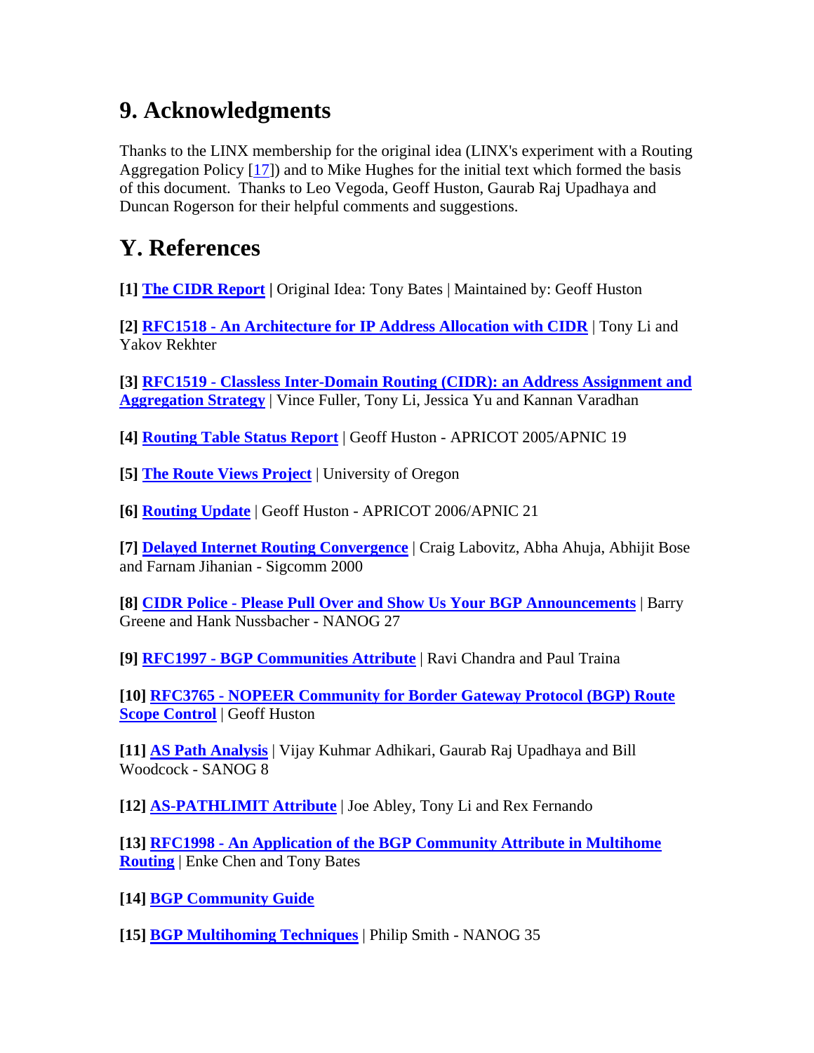## 9. Acknowledgments

Thanks to the LINX membership for the original idea (LINX's experiment with a Routing Aggregation Policy [17]) and to Mike Hughes for the initial text which formed the basis of this document. Thanks to Leo Vegoda, Geoff Huston, Gaurab Raj Upadhaya and Duncan Rogerson for their helpful comments and suggestions.

## Y. References

**[1]** **The CIDR Report** **|** Original Idea: Tony Bates | Maintained by: Geoff Huston

**[2]** **RFC1518 - An Architecture for IP Address Allocation with CIDR** | Tony Li and Yakov Rekhter

**[3]** **RFC1519 - Classless Inter-Domain Routing (CIDR): an Address Assignment and Aggregation Strategy** | Vince Fuller, Tony Li, Jessica Yu and Kannan Varadhan

**[4]** **Routing Table Status Report** | Geoff Huston - APRICOT 2005/APNIC 19

**[5]** **The Route Views Project** | University of Oregon

**[6]** **Routing Update** | Geoff Huston - APRICOT 2006/APNIC 21

**[7]** **Delayed Internet Routing Convergence** | Craig Labovitz, Abha Ahuja, Abhijit Bose and Farnam Jihanian - Sigcomm 2000

**[8]** **CIDR Police - Please Pull Over and Show Us Your BGP Announcements** | Barry Greene and Hank Nussbacher - NANOG 27

**[9]** **RFC1997 - BGP Communities Attribute** | Ravi Chandra and Paul Traina

**[10]** **RFC3765 - NOPEER Community for Border Gateway Protocol (BGP) Route Scope Control** | Geoff Huston

**[11]** **AS Path Analysis** | Vijay Kuhmar Adhikari, Gaurab Raj Upadhaya and Bill Woodcock - SANOG 8

**[12]** **AS-PATHLIMIT Attribute** | Joe Abley, Tony Li and Rex Fernando

**[13]** **RFC1998 - An Application of the BGP Community Attribute in Multihome Routing** | Enke Chen and Tony Bates

**[14]** **BGP Community Guide**

**[15]** **BGP Multihoming Techniques** | Philip Smith - NANOG 35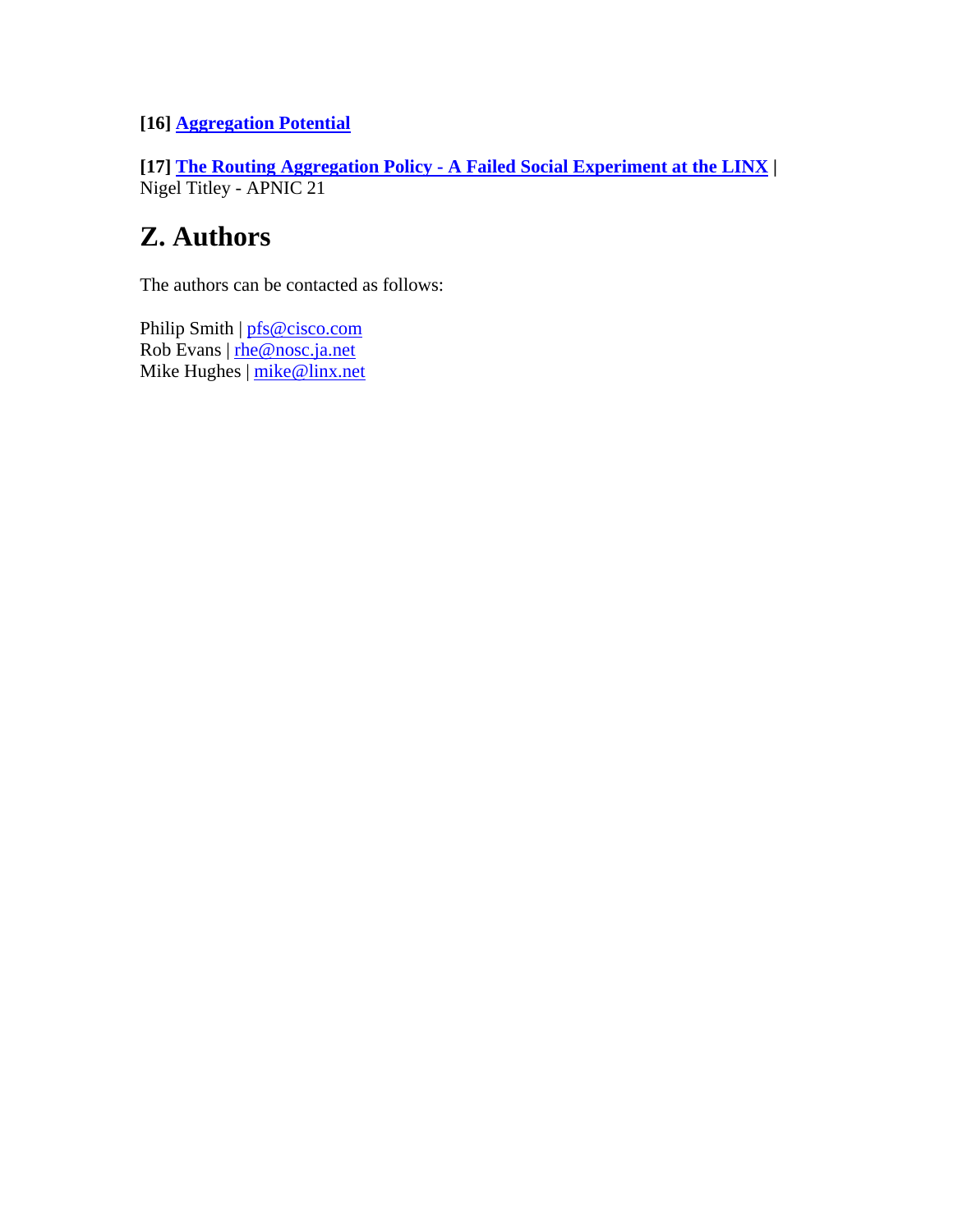**[16] Aggregation Potential**

**[17] The Routing Aggregation Policy - A Failed Social Experiment at the LINX |**
Nigel Titley - APNIC 21

# Z. Authors

The authors can be contacted as follows:

Philip Smith | pfs@cisco.com
Rob Evans | rhe@nosc.ja.net
Mike Hughes | mike@linx.net